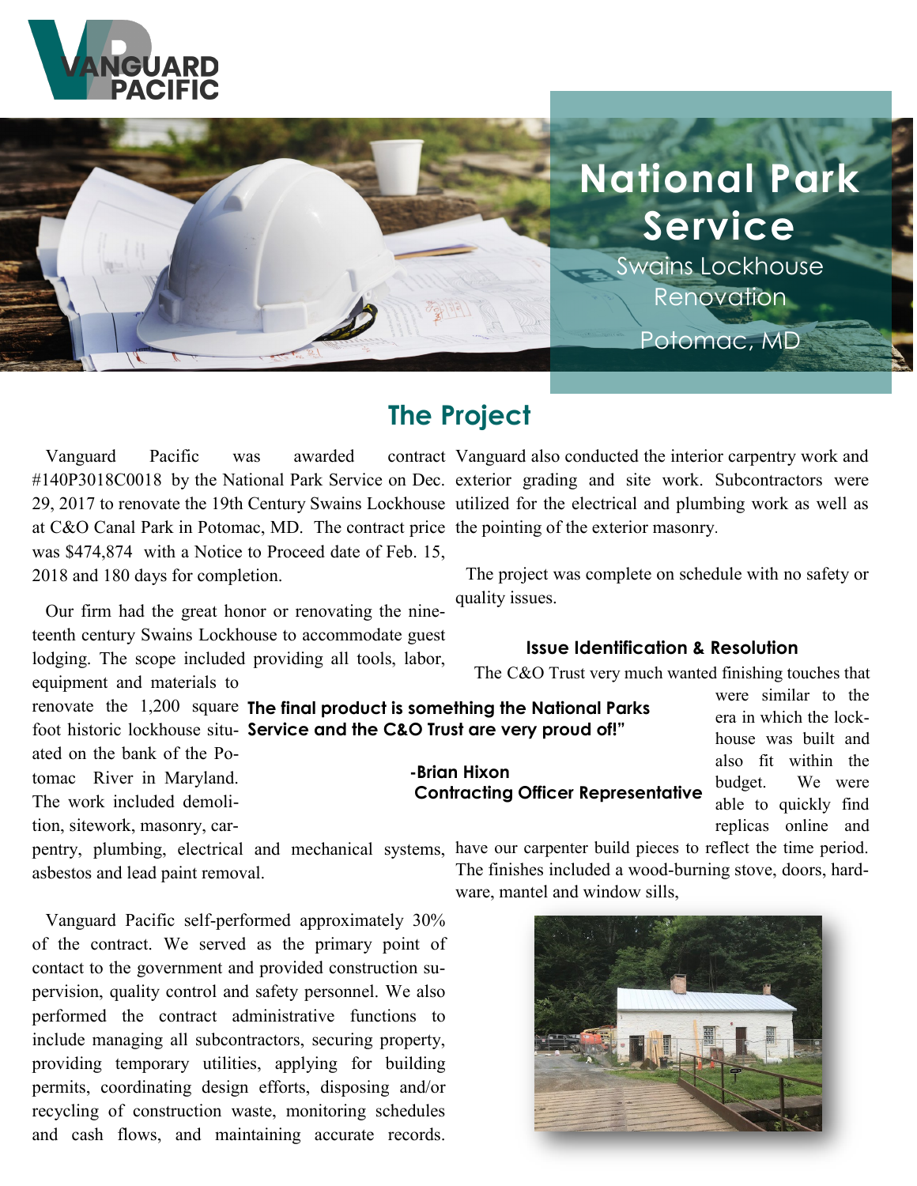# National Park Service

Swains Lockhouse Renovation

Potomac, MD

## The Project

Vanguard Pacific was awarded contract #140P3018C0018 by the National Park Service on Dec. 29, 2017 to renovate the 19th Century Swains Lockhouse at C&O Canal Park in Potomac, MD. The contract price was $474,874 with a Notice to Proceed date of Feb. 15, 2018 and 180 days for completion.

Our firm had the great honor or renovating the nineteenth century Swains Lockhouse to accommodate guest lodging. The scope included providing all tools, labor, equipment and materials to renovate the 1,200 square foot historic lockhouse situated on the bank of the Potomac River in Maryland. The work included demolition, sitework, masonry, carpentry, plumbing, electrical and mechanical systems, asbestos and lead paint removal.

Vanguard Pacific self-performed approximately 30% of the contract. We served as the primary point of contact to the government and provided construction supervision, quality control and safety personnel. We also performed the contract administrative functions to include managing all subcontractors, securing property, providing temporary utilities, applying for building permits, coordinating design efforts, disposing and/or recycling of construction waste, monitoring schedules and cash flows, and maintaining accurate records. Vanguard also conducted the interior carpentry work and exterior grading and site work. Subcontractors were utilized for the electrical and plumbing work as well as the pointing of the exterior masonry.

The project was complete on schedule with no safety or quality issues.

**The final product is something the National Parks Service and the C&O Trust are very proud of!"**

**-Brian Hixon**
**Contracting Officer Representative**

### Issue Identification & Resolution

The C&O Trust very much wanted finishing touches that were similar to the era in which the lockhouse was built and also fit within the budget. We were able to quickly find replicas online and have our carpenter build pieces to reflect the time period. The finishes included a wood-burning stove, doors, hardware, mantel and window sills,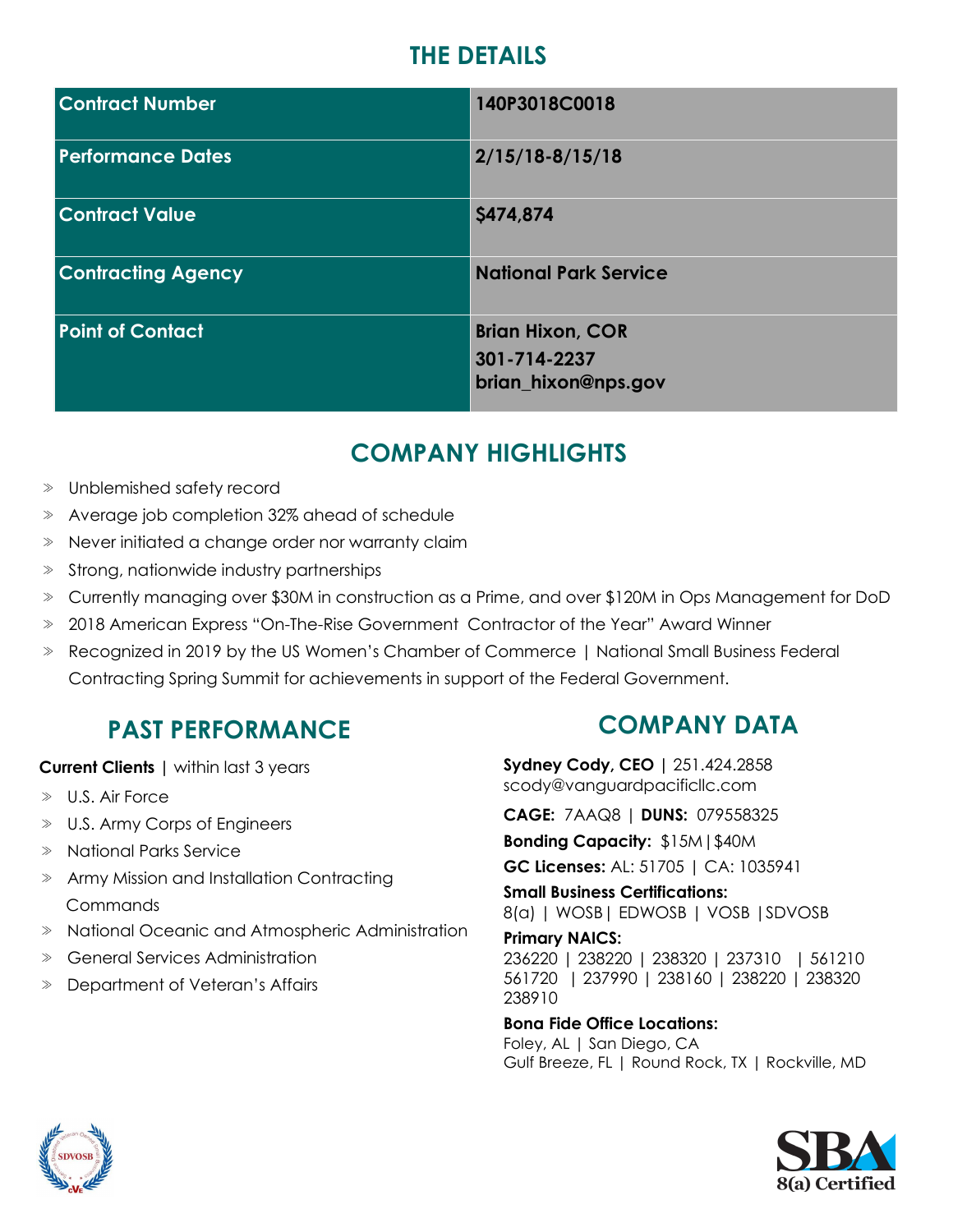## THE DETAILS

| | |
|---|---|
| **Contract Number** | **140P3018C0018** |
| **Performance Dates** | **2/15/18-8/15/18** |
| **Contract Value** | **$474,874** |
| **Contracting Agency** | **National Park Service** |
| **Point of Contact** | **Brian Hixon, COR**<br>**301-714-2237**<br>**brian_hixon@nps.gov** |

## COMPANY HIGHLIGHTS

- Unblemished safety record
- Average job completion 32% ahead of schedule
- Never initiated a change order nor warranty claim
- Strong, nationwide industry partnerships
- Currently managing over $30M in construction as a Prime, and over $120M in Ops Management for DoD
- 2018 American Express "On-The-Rise Government Contractor of the Year" Award Winner
- Recognized in 2019 by the US Women's Chamber of Commerce | National Small Business Federal Contracting Spring Summit for achievements in support of the Federal Government.

## PAST PERFORMANCE

**Current Clients** | within last 3 years

- U.S. Air Force
- U.S. Army Corps of Engineers
- National Parks Service
- Army Mission and Installation Contracting Commands
- National Oceanic and Atmospheric Administration
- General Services Administration
- Department of Veteran's Affairs

## COMPANY DATA

**Sydney Cody, CEO** | 251.424.2858
scody@vanguardpacificllc.com

**CAGE:** 7AAQ8 | **DUNS:** 079558325

**Bonding Capacity:** $15M|$40M

**GC Licenses:** AL: 51705 | CA: 1035941

**Small Business Certifications:**
8(a) | WOSB | EDWOSB | VOSB | SDVOSB

**Primary NAICS:**
236220 | 238220 | 238320 | 237310 | 561210
561720 | 237990 | 238160 | 238220 | 238320
238910

**Bona Fide Office Locations:**
Foley, AL | San Diego, CA
Gulf Breeze, FL | Round Rock, TX | Rockville, MD

SDVOSB

SBA 8(a) Certified